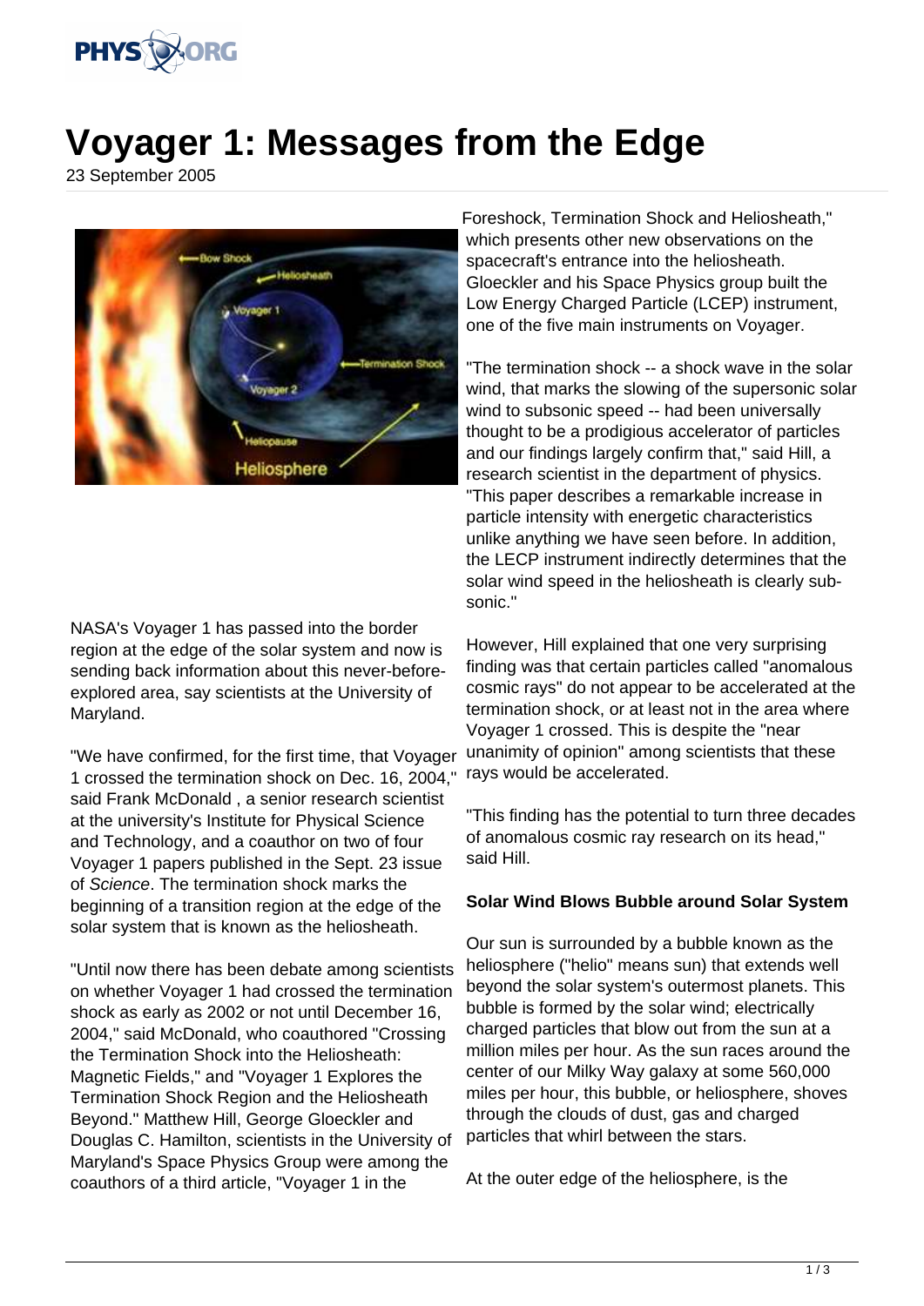# Voyager 1: Messages from the Edge

23 September 2005

NASA's Voyager 1 has passed into the border region at the edge of the solar system and now is sending back information about this never-before-explored area, say scientists at the University of Maryland.

"We have confirmed, for the first time, that Voyager 1 crossed the termination shock on Dec. 16, 2004," said Frank McDonald , a senior research scientist at the university's Institute for Physical Science and Technology, and a coauthor on two of four Voyager 1 papers published in the Sept. 23 issue of *Science*. The termination shock marks the beginning of a transition region at the edge of the solar system that is known as the heliosheath.

"Until now there has been debate among scientists on whether Voyager 1 had crossed the termination shock as early as 2002 or not until December 16, 2004," said McDonald, who coauthored "Crossing the Termination Shock into the Heliosheath: Magnetic Fields," and "Voyager 1 Explores the Termination Shock Region and the Heliosheath Beyond." Matthew Hill, George Gloeckler and Douglas C. Hamilton, scientists in the University of Maryland's Space Physics Group were among the coauthors of a third article, "Voyager 1 in the Foreshock, Termination Shock and Heliosheath," which presents other new observations on the spacecraft's entrance into the heliosheath. Gloeckler and his Space Physics group built the Low Energy Charged Particle (LCEP) instrument, one of the five main instruments on Voyager.

"The termination shock -- a shock wave in the solar wind, that marks the slowing of the supersonic solar wind to subsonic speed -- had been universally thought to be a prodigious accelerator of particles and our findings largely confirm that," said Hill, a research scientist in the department of physics. "This paper describes a remarkable increase in particle intensity with energetic characteristics unlike anything we have seen before. In addition, the LECP instrument indirectly determines that the solar wind speed in the heliosheath is clearly sub-sonic."

However, Hill explained that one very surprising finding was that certain particles called "anomalous cosmic rays" do not appear to be accelerated at the termination shock, or at least not in the area where Voyager 1 crossed. This is despite the "near unanimity of opinion" among scientists that these rays would be accelerated.

"This finding has the potential to turn three decades of anomalous cosmic ray research on its head," said Hill.

**Solar Wind Blows Bubble around Solar System**

Our sun is surrounded by a bubble known as the heliosphere ("helio" means sun) that extends well beyond the solar system's outermost planets. This bubble is formed by the solar wind; electrically charged particles that blow out from the sun at a million miles per hour. As the sun races around the center of our Milky Way galaxy at some 560,000 miles per hour, this bubble, or heliosphere, shoves through the clouds of dust, gas and charged particles that whirl between the stars.

At the outer edge of the heliosphere, is the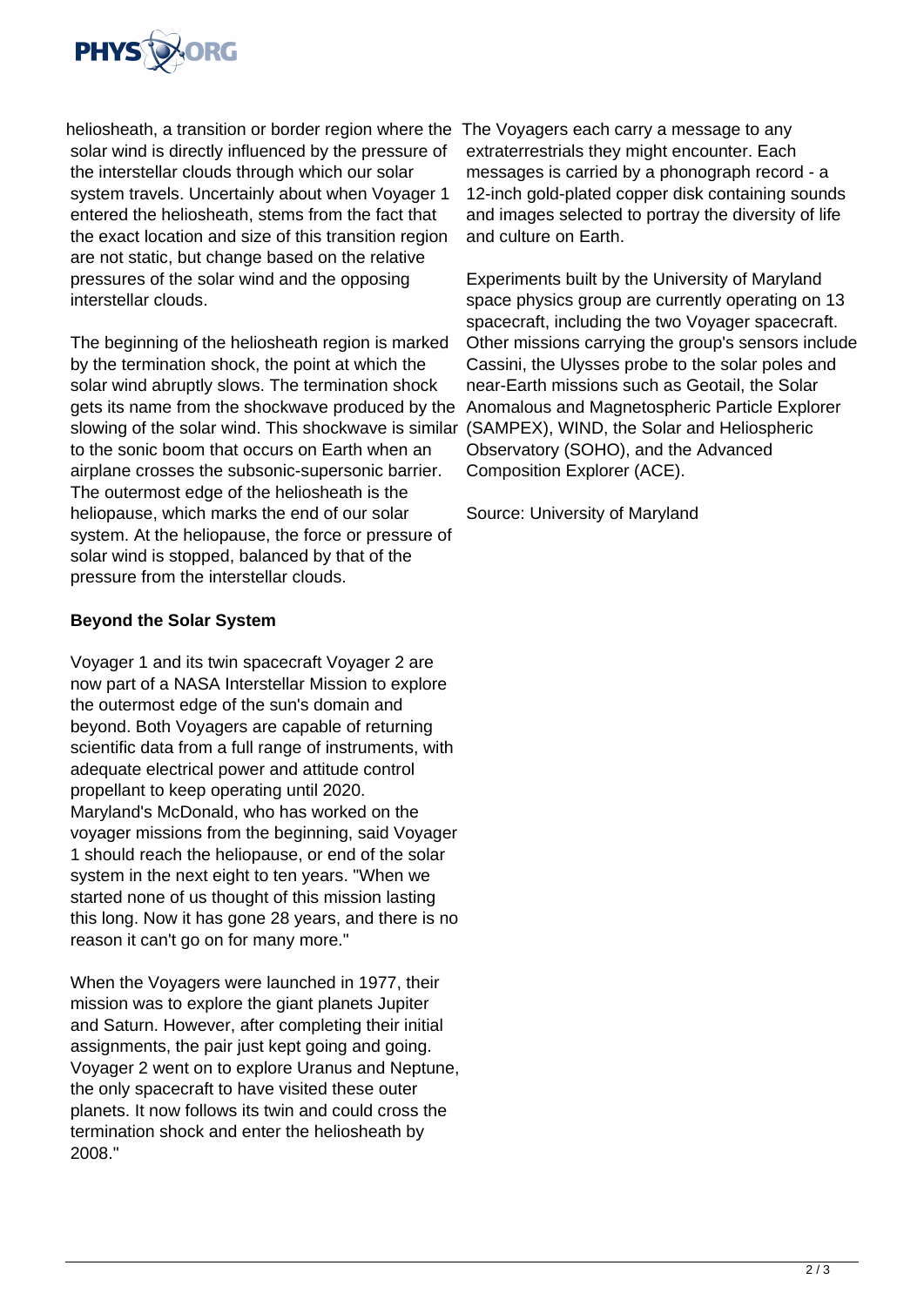heliosheath, a transition or border region where the solar wind is directly influenced by the pressure of the interstellar clouds through which our solar system travels. Uncertainly about when Voyager 1 entered the heliosheath, stems from the fact that the exact location and size of this transition region are not static, but change based on the relative pressures of the solar wind and the opposing interstellar clouds.

The beginning of the heliosheath region is marked by the termination shock, the point at which the solar wind abruptly slows. The termination shock gets its name from the shockwave produced by the slowing of the solar wind. This shockwave is similar to the sonic boom that occurs on Earth when an airplane crosses the subsonic-supersonic barrier. The outermost edge of the heliosheath is the heliopause, which marks the end of our solar system. At the heliopause, the force or pressure of solar wind is stopped, balanced by that of the pressure from the interstellar clouds.

**Beyond the Solar System**

Voyager 1 and its twin spacecraft Voyager 2 are now part of a NASA Interstellar Mission to explore the outermost edge of the sun's domain and beyond. Both Voyagers are capable of returning scientific data from a full range of instruments, with adequate electrical power and attitude control propellant to keep operating until 2020. Maryland's McDonald, who has worked on the voyager missions from the beginning, said Voyager 1 should reach the heliopause, or end of the solar system in the next eight to ten years. "When we started none of us thought of this mission lasting this long. Now it has gone 28 years, and there is no reason it can't go on for many more."

When the Voyagers were launched in 1977, their mission was to explore the giant planets Jupiter and Saturn. However, after completing their initial assignments, the pair just kept going and going. Voyager 2 went on to explore Uranus and Neptune, the only spacecraft to have visited these outer planets. It now follows its twin and could cross the termination shock and enter the heliosheath by 2008."

The Voyagers each carry a message to any extraterrestrials they might encounter. Each messages is carried by a phonograph record - a 12-inch gold-plated copper disk containing sounds and images selected to portray the diversity of life and culture on Earth.

Experiments built by the University of Maryland space physics group are currently operating on 13 spacecraft, including the two Voyager spacecraft. Other missions carrying the group's sensors include Cassini, the Ulysses probe to the solar poles and near-Earth missions such as Geotail, the Solar Anomalous and Magnetospheric Particle Explorer (SAMPEX), WIND, the Solar and Heliospheric Observatory (SOHO), and the Advanced Composition Explorer (ACE).

Source: University of Maryland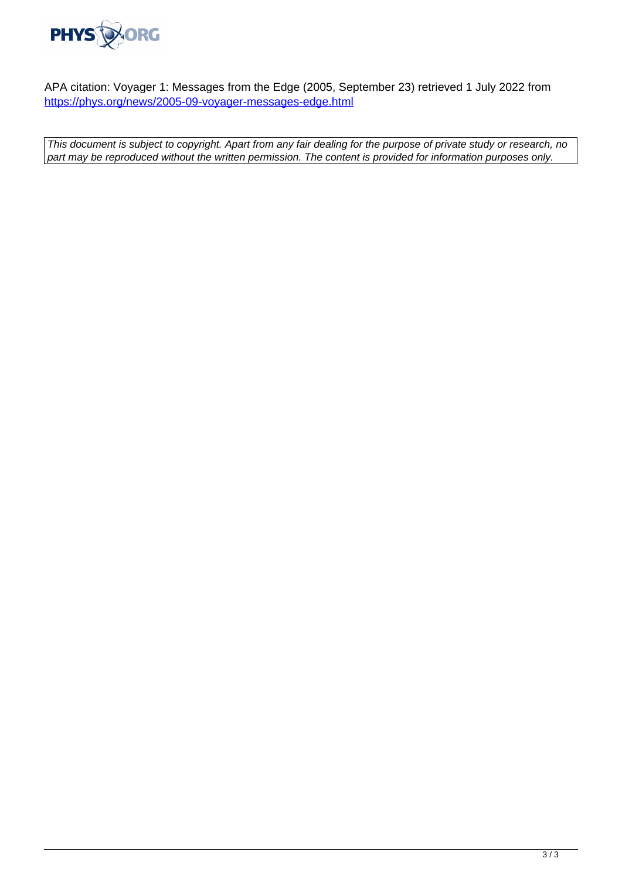APA citation: Voyager 1: Messages from the Edge (2005, September 23) retrieved 1 July 2022 from https://phys.org/news/2005-09-voyager-messages-edge.html

*This document is subject to copyright. Apart from any fair dealing for the purpose of private study or research, no part may be reproduced without the written permission. The content is provided for information purposes only.*